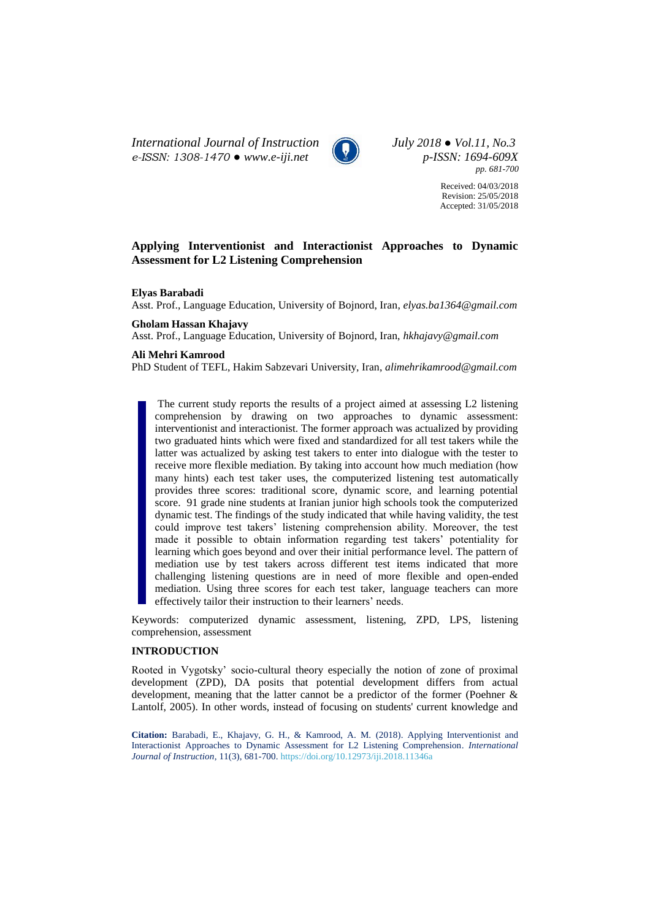# Applying Interventionist and Interactionist Approaches to Dynamic Assessment for L2 Listening Comprehension

**Elyas Barabadi**
Asst. Prof., Language Education, University of Bojnord, Iran, *elyas.ba1364@gmail.com*

**Gholam Hassan Khajavy**
Asst. Prof., Language Education, University of Bojnord, Iran, *hkhajavy@gmail.com*

**Ali Mehri Kamrood**
PhD Student of TEFL, Hakim Sabzevari University, Iran, *alimehrikamrood@gmail.com*

The current study reports the results of a project aimed at assessing L2 listening comprehension by drawing on two approaches to dynamic assessment: interventionist and interactionist. The former approach was actualized by providing two graduated hints which were fixed and standardized for all test takers while the latter was actualized by asking test takers to enter into dialogue with the tester to receive more flexible mediation. By taking into account how much mediation (how many hints) each test taker uses, the computerized listening test automatically provides three scores: traditional score, dynamic score, and learning potential score. 91 grade nine students at Iranian junior high schools took the computerized dynamic test. The findings of the study indicated that while having validity, the test could improve test takers' listening comprehension ability. Moreover, the test made it possible to obtain information regarding test takers' potentiality for learning which goes beyond and over their initial performance level. The pattern of mediation use by test takers across different test items indicated that more challenging listening questions are in need of more flexible and open-ended mediation. Using three scores for each test taker, language teachers can more effectively tailor their instruction to their learners' needs.

Keywords: computerized dynamic assessment, listening, ZPD, LPS, listening comprehension, assessment

## INTRODUCTION

Rooted in Vygotsky' socio-cultural theory especially the notion of zone of proximal development (ZPD), DA posits that potential development differs from actual development, meaning that the latter cannot be a predictor of the former (Poehner & Lantolf, 2005). In other words, instead of focusing on students' current knowledge and

**Citation:** Barabadi, E., Khajavy, G. H., & Kamrood, A. M. (2018). Applying Interventionist and Interactionist Approaches to Dynamic Assessment for L2 Listening Comprehension. *International Journal of Instruction*, 11(3), 681-700. https://doi.org/10.12973/iji.2018.11346a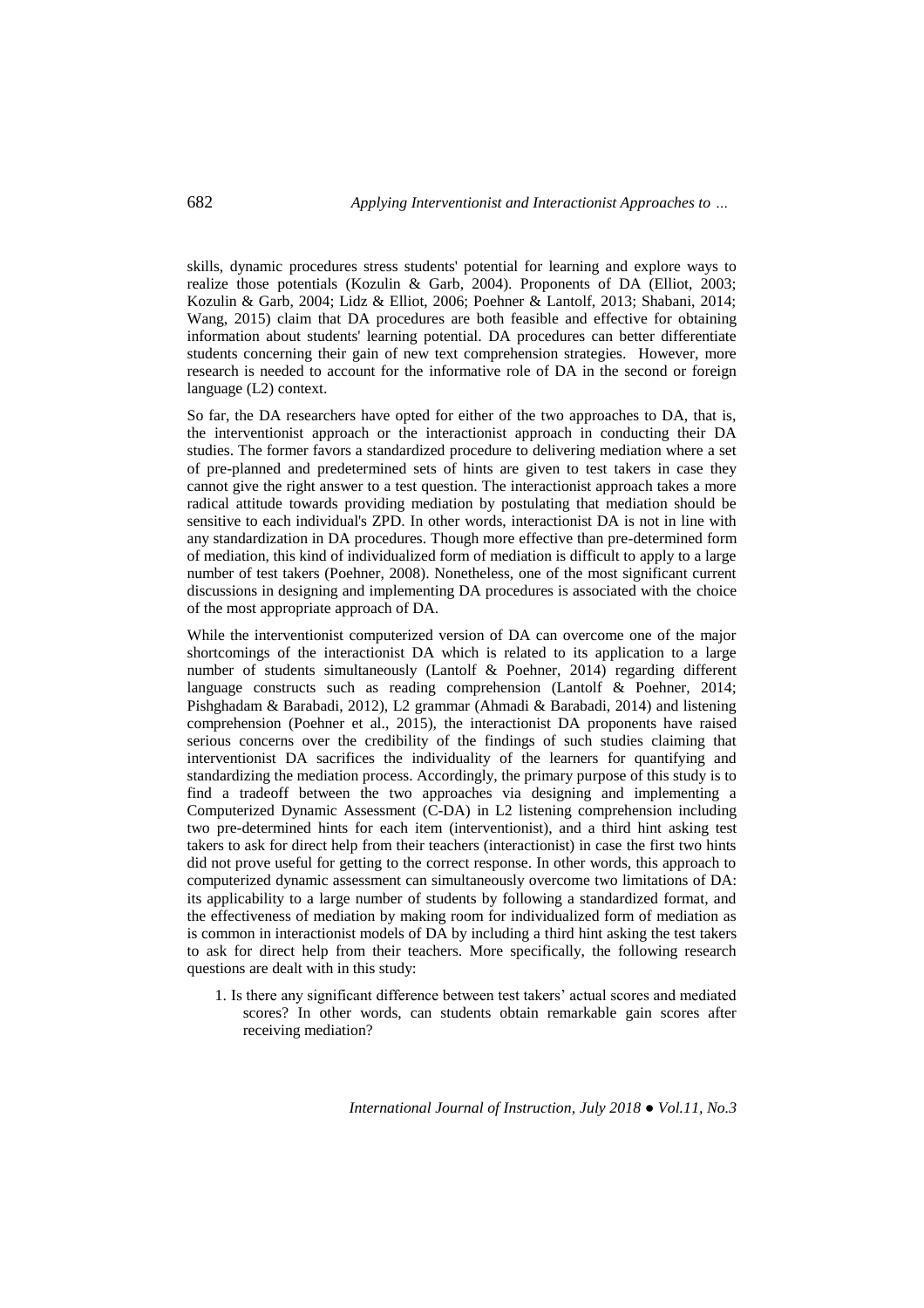skills, dynamic procedures stress students' potential for learning and explore ways to realize those potentials (Kozulin & Garb, 2004). Proponents of DA (Elliot, 2003; Kozulin & Garb, 2004; Lidz & Elliot, 2006; Poehner & Lantolf, 2013; Shabani, 2014; Wang, 2015) claim that DA procedures are both feasible and effective for obtaining information about students' learning potential. DA procedures can better differentiate students concerning their gain of new text comprehension strategies. However, more research is needed to account for the informative role of DA in the second or foreign language (L2) context.

So far, the DA researchers have opted for either of the two approaches to DA, that is, the interventionist approach or the interactionist approach in conducting their DA studies. The former favors a standardized procedure to delivering mediation where a set of pre-planned and predetermined sets of hints are given to test takers in case they cannot give the right answer to a test question. The interactionist approach takes a more radical attitude towards providing mediation by postulating that mediation should be sensitive to each individual's ZPD. In other words, interactionist DA is not in line with any standardization in DA procedures. Though more effective than pre-determined form of mediation, this kind of individualized form of mediation is difficult to apply to a large number of test takers (Poehner, 2008). Nonetheless, one of the most significant current discussions in designing and implementing DA procedures is associated with the choice of the most appropriate approach of DA.

While the interventionist computerized version of DA can overcome one of the major shortcomings of the interactionist DA which is related to its application to a large number of students simultaneously (Lantolf & Poehner, 2014) regarding different language constructs such as reading comprehension (Lantolf & Poehner, 2014; Pishghadam & Barabadi, 2012), L2 grammar (Ahmadi & Barabadi, 2014) and listening comprehension (Poehner et al., 2015), the interactionist DA proponents have raised serious concerns over the credibility of the findings of such studies claiming that interventionist DA sacrifices the individuality of the learners for quantifying and standardizing the mediation process. Accordingly, the primary purpose of this study is to find a tradeoff between the two approaches via designing and implementing a Computerized Dynamic Assessment (C-DA) in L2 listening comprehension including two pre-determined hints for each item (interventionist), and a third hint asking test takers to ask for direct help from their teachers (interactionist) in case the first two hints did not prove useful for getting to the correct response. In other words, this approach to computerized dynamic assessment can simultaneously overcome two limitations of DA: its applicability to a large number of students by following a standardized format, and the effectiveness of mediation by making room for individualized form of mediation as is common in interactionist models of DA by including a third hint asking the test takers to ask for direct help from their teachers. More specifically, the following research questions are dealt with in this study:

1. Is there any significant difference between test takers' actual scores and mediated scores? In other words, can students obtain remarkable gain scores after receiving mediation?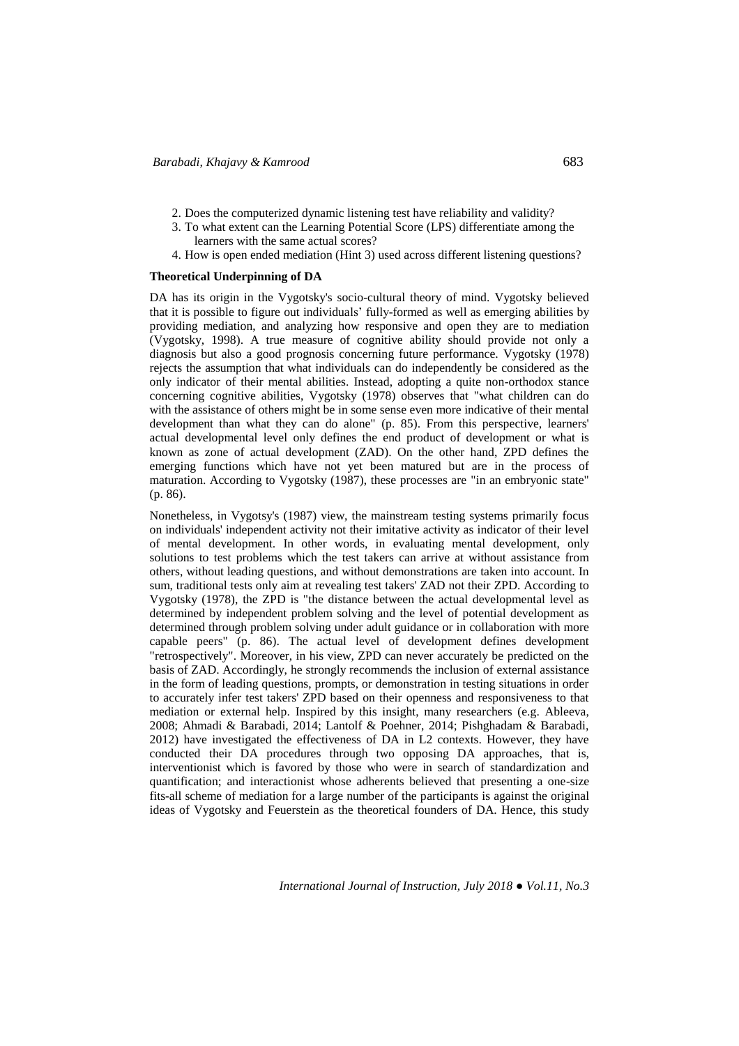2. Does the computerized dynamic listening test have reliability and validity?
3. To what extent can the Learning Potential Score (LPS) differentiate among the learners with the same actual scores?
4. How is open ended mediation (Hint 3) used across different listening questions?

**Theoretical Underpinning of DA**

DA has its origin in the Vygotsky's socio-cultural theory of mind. Vygotsky believed that it is possible to figure out individuals' fully-formed as well as emerging abilities by providing mediation, and analyzing how responsive and open they are to mediation (Vygotsky, 1998). A true measure of cognitive ability should provide not only a diagnosis but also a good prognosis concerning future performance. Vygotsky (1978) rejects the assumption that what individuals can do independently be considered as the only indicator of their mental abilities. Instead, adopting a quite non-orthodox stance concerning cognitive abilities, Vygotsky (1978) observes that "what children can do with the assistance of others might be in some sense even more indicative of their mental development than what they can do alone" (p. 85). From this perspective, learners' actual developmental level only defines the end product of development or what is known as zone of actual development (ZAD). On the other hand, ZPD defines the emerging functions which have not yet been matured but are in the process of maturation. According to Vygotsky (1987), these processes are "in an embryonic state" (p. 86).

Nonetheless, in Vygotsy's (1987) view, the mainstream testing systems primarily focus on individuals' independent activity not their imitative activity as indicator of their level of mental development. In other words, in evaluating mental development, only solutions to test problems which the test takers can arrive at without assistance from others, without leading questions, and without demonstrations are taken into account. In sum, traditional tests only aim at revealing test takers' ZAD not their ZPD. According to Vygotsky (1978), the ZPD is "the distance between the actual developmental level as determined by independent problem solving and the level of potential development as determined through problem solving under adult guidance or in collaboration with more capable peers" (p. 86). The actual level of development defines development "retrospectively". Moreover, in his view, ZPD can never accurately be predicted on the basis of ZAD. Accordingly, he strongly recommends the inclusion of external assistance in the form of leading questions, prompts, or demonstration in testing situations in order to accurately infer test takers' ZPD based on their openness and responsiveness to that mediation or external help. Inspired by this insight, many researchers (e.g. Ableeva, 2008; Ahmadi & Barabadi, 2014; Lantolf & Poehner, 2014; Pishghadam & Barabadi, 2012) have investigated the effectiveness of DA in L2 contexts. However, they have conducted their DA procedures through two opposing DA approaches, that is, interventionist which is favored by those who were in search of standardization and quantification; and interactionist whose adherents believed that presenting a one-size fits-all scheme of mediation for a large number of the participants is against the original ideas of Vygotsky and Feuerstein as the theoretical founders of DA. Hence, this study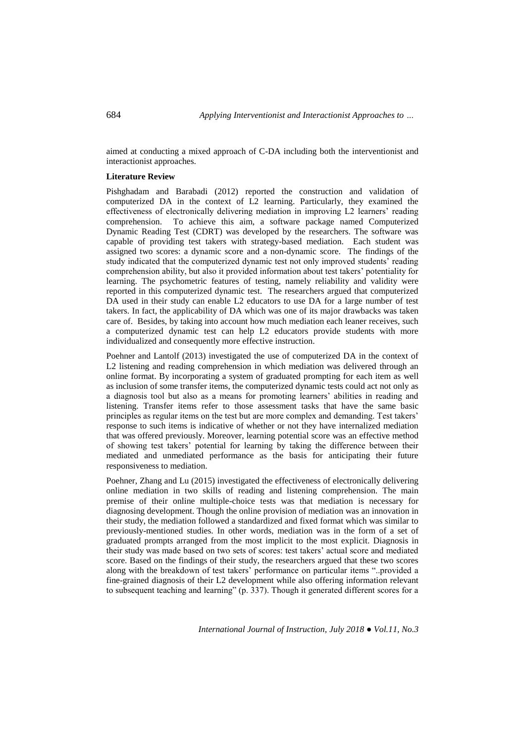aimed at conducting a mixed approach of C-DA including both the interventionist and interactionist approaches.

## Literature Review

Pishghadam and Barabadi (2012) reported the construction and validation of computerized DA in the context of L2 learning. Particularly, they examined the effectiveness of electronically delivering mediation in improving L2 learners' reading comprehension. To achieve this aim, a software package named Computerized Dynamic Reading Test (CDRT) was developed by the researchers. The software was capable of providing test takers with strategy-based mediation. Each student was assigned two scores: a dynamic score and a non-dynamic score. The findings of the study indicated that the computerized dynamic test not only improved students' reading comprehension ability, but also it provided information about test takers' potentiality for learning. The psychometric features of testing, namely reliability and validity were reported in this computerized dynamic test. The researchers argued that computerized DA used in their study can enable L2 educators to use DA for a large number of test takers. In fact, the applicability of DA which was one of its major drawbacks was taken care of. Besides, by taking into account how much mediation each leaner receives, such a computerized dynamic test can help L2 educators provide students with more individualized and consequently more effective instruction.

Poehner and Lantolf (2013) investigated the use of computerized DA in the context of L2 listening and reading comprehension in which mediation was delivered through an online format. By incorporating a system of graduated prompting for each item as well as inclusion of some transfer items, the computerized dynamic tests could act not only as a diagnosis tool but also as a means for promoting learners' abilities in reading and listening. Transfer items refer to those assessment tasks that have the same basic principles as regular items on the test but are more complex and demanding. Test takers' response to such items is indicative of whether or not they have internalized mediation that was offered previously. Moreover, learning potential score was an effective method of showing test takers' potential for learning by taking the difference between their mediated and unmediated performance as the basis for anticipating their future responsiveness to mediation.

Poehner, Zhang and Lu (2015) investigated the effectiveness of electronically delivering online mediation in two skills of reading and listening comprehension. The main premise of their online multiple-choice tests was that mediation is necessary for diagnosing development. Though the online provision of mediation was an innovation in their study, the mediation followed a standardized and fixed format which was similar to previously-mentioned studies. In other words, mediation was in the form of a set of graduated prompts arranged from the most implicit to the most explicit. Diagnosis in their study was made based on two sets of scores: test takers' actual score and mediated score. Based on the findings of their study, the researchers argued that these two scores along with the breakdown of test takers' performance on particular items "..provided a fine-grained diagnosis of their L2 development while also offering information relevant to subsequent teaching and learning" (p. 337). Though it generated different scores for a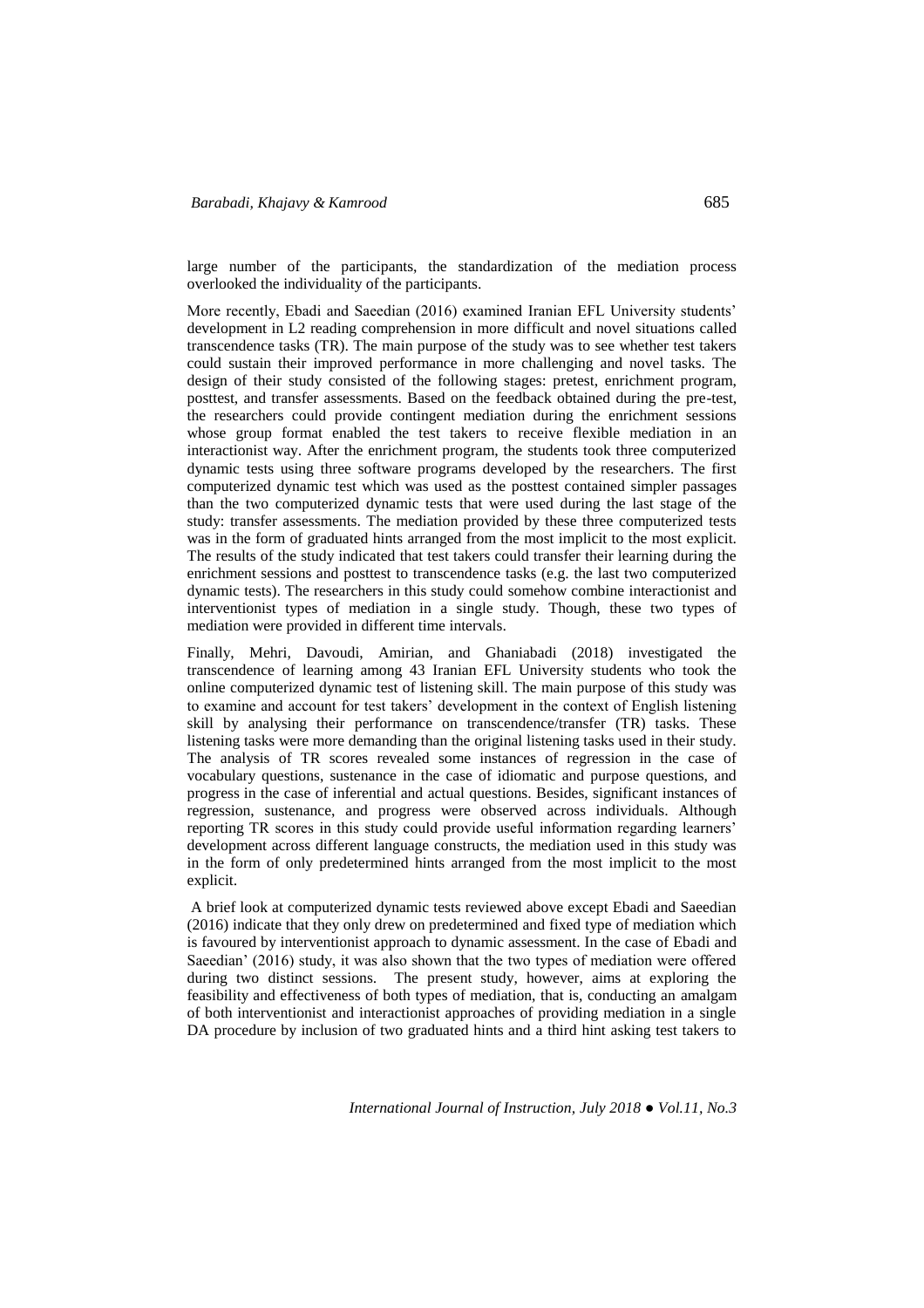large number of the participants, the standardization of the mediation process overlooked the individuality of the participants.

More recently, Ebadi and Saeedian (2016) examined Iranian EFL University students' development in L2 reading comprehension in more difficult and novel situations called transcendence tasks (TR). The main purpose of the study was to see whether test takers could sustain their improved performance in more challenging and novel tasks. The design of their study consisted of the following stages: pretest, enrichment program, posttest, and transfer assessments. Based on the feedback obtained during the pre-test, the researchers could provide contingent mediation during the enrichment sessions whose group format enabled the test takers to receive flexible mediation in an interactionist way. After the enrichment program, the students took three computerized dynamic tests using three software programs developed by the researchers. The first computerized dynamic test which was used as the posttest contained simpler passages than the two computerized dynamic tests that were used during the last stage of the study: transfer assessments. The mediation provided by these three computerized tests was in the form of graduated hints arranged from the most implicit to the most explicit. The results of the study indicated that test takers could transfer their learning during the enrichment sessions and posttest to transcendence tasks (e.g. the last two computerized dynamic tests). The researchers in this study could somehow combine interactionist and interventionist types of mediation in a single study. Though, these two types of mediation were provided in different time intervals.

Finally, Mehri, Davoudi, Amirian, and Ghaniabadi (2018) investigated the transcendence of learning among 43 Iranian EFL University students who took the online computerized dynamic test of listening skill. The main purpose of this study was to examine and account for test takers' development in the context of English listening skill by analysing their performance on transcendence/transfer (TR) tasks. These listening tasks were more demanding than the original listening tasks used in their study. The analysis of TR scores revealed some instances of regression in the case of vocabulary questions, sustenance in the case of idiomatic and purpose questions, and progress in the case of inferential and actual questions. Besides, significant instances of regression, sustenance, and progress were observed across individuals. Although reporting TR scores in this study could provide useful information regarding learners' development across different language constructs, the mediation used in this study was in the form of only predetermined hints arranged from the most implicit to the most explicit.

A brief look at computerized dynamic tests reviewed above except Ebadi and Saeedian (2016) indicate that they only drew on predetermined and fixed type of mediation which is favoured by interventionist approach to dynamic assessment. In the case of Ebadi and Saeedian' (2016) study, it was also shown that the two types of mediation were offered during two distinct sessions. The present study, however, aims at exploring the feasibility and effectiveness of both types of mediation, that is, conducting an amalgam of both interventionist and interactionist approaches of providing mediation in a single DA procedure by inclusion of two graduated hints and a third hint asking test takers to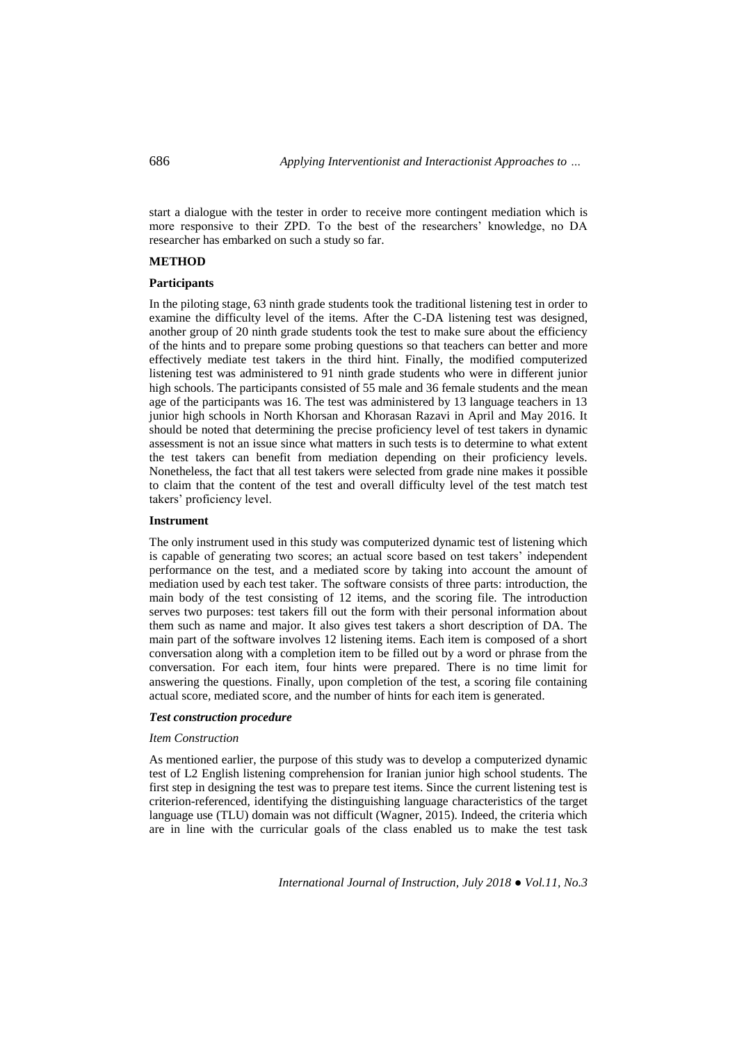start a dialogue with the tester in order to receive more contingent mediation which is more responsive to their ZPD. To the best of the researchers' knowledge, no DA researcher has embarked on such a study so far.

## METHOD

### Participants

In the piloting stage, 63 ninth grade students took the traditional listening test in order to examine the difficulty level of the items. After the C-DA listening test was designed, another group of 20 ninth grade students took the test to make sure about the efficiency of the hints and to prepare some probing questions so that teachers can better and more effectively mediate test takers in the third hint. Finally, the modified computerized listening test was administered to 91 ninth grade students who were in different junior high schools. The participants consisted of 55 male and 36 female students and the mean age of the participants was 16. The test was administered by 13 language teachers in 13 junior high schools in North Khorsan and Khorasan Razavi in April and May 2016. It should be noted that determining the precise proficiency level of test takers in dynamic assessment is not an issue since what matters in such tests is to determine to what extent the test takers can benefit from mediation depending on their proficiency levels. Nonetheless, the fact that all test takers were selected from grade nine makes it possible to claim that the content of the test and overall difficulty level of the test match test takers' proficiency level.

### Instrument

The only instrument used in this study was computerized dynamic test of listening which is capable of generating two scores; an actual score based on test takers' independent performance on the test, and a mediated score by taking into account the amount of mediation used by each test taker. The software consists of three parts: introduction, the main body of the test consisting of 12 items, and the scoring file. The introduction serves two purposes: test takers fill out the form with their personal information about them such as name and major. It also gives test takers a short description of DA. The main part of the software involves 12 listening items. Each item is composed of a short conversation along with a completion item to be filled out by a word or phrase from the conversation. For each item, four hints were prepared. There is no time limit for answering the questions. Finally, upon completion of the test, a scoring file containing actual score, mediated score, and the number of hints for each item is generated.

#### *Test construction procedure*

##### *Item Construction*

As mentioned earlier, the purpose of this study was to develop a computerized dynamic test of L2 English listening comprehension for Iranian junior high school students. The first step in designing the test was to prepare test items. Since the current listening test is criterion-referenced, identifying the distinguishing language characteristics of the target language use (TLU) domain was not difficult (Wagner, 2015). Indeed, the criteria which are in line with the curricular goals of the class enabled us to make the test task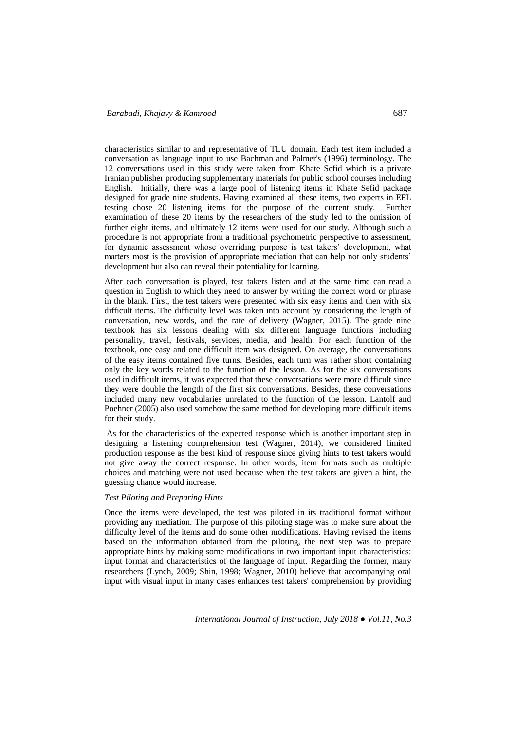characteristics similar to and representative of TLU domain. Each test item included a conversation as language input to use Bachman and Palmer's (1996) terminology. The 12 conversations used in this study were taken from Khate Sefid which is a private Iranian publisher producing supplementary materials for public school courses including English. Initially, there was a large pool of listening items in Khate Sefid package designed for grade nine students. Having examined all these items, two experts in EFL testing chose 20 listening items for the purpose of the current study. Further examination of these 20 items by the researchers of the study led to the omission of further eight items, and ultimately 12 items were used for our study. Although such a procedure is not appropriate from a traditional psychometric perspective to assessment, for dynamic assessment whose overriding purpose is test takers' development, what matters most is the provision of appropriate mediation that can help not only students' development but also can reveal their potentiality for learning.

After each conversation is played, test takers listen and at the same time can read a question in English to which they need to answer by writing the correct word or phrase in the blank. First, the test takers were presented with six easy items and then with six difficult items. The difficulty level was taken into account by considering the length of conversation, new words, and the rate of delivery (Wagner, 2015). The grade nine textbook has six lessons dealing with six different language functions including personality, travel, festivals, services, media, and health. For each function of the textbook, one easy and one difficult item was designed. On average, the conversations of the easy items contained five turns. Besides, each turn was rather short containing only the key words related to the function of the lesson. As for the six conversations used in difficult items, it was expected that these conversations were more difficult since they were double the length of the first six conversations. Besides, these conversations included many new vocabularies unrelated to the function of the lesson. Lantolf and Poehner (2005) also used somehow the same method for developing more difficult items for their study.

As for the characteristics of the expected response which is another important step in designing a listening comprehension test (Wagner, 2014), we considered limited production response as the best kind of response since giving hints to test takers would not give away the correct response. In other words, item formats such as multiple choices and matching were not used because when the test takers are given a hint, the guessing chance would increase.

*Test Piloting and Preparing Hints*

Once the items were developed, the test was piloted in its traditional format without providing any mediation. The purpose of this piloting stage was to make sure about the difficulty level of the items and do some other modifications. Having revised the items based on the information obtained from the piloting, the next step was to prepare appropriate hints by making some modifications in two important input characteristics: input format and characteristics of the language of input. Regarding the former, many researchers (Lynch, 2009; Shin, 1998; Wagner, 2010) believe that accompanying oral input with visual input in many cases enhances test takers' comprehension by providing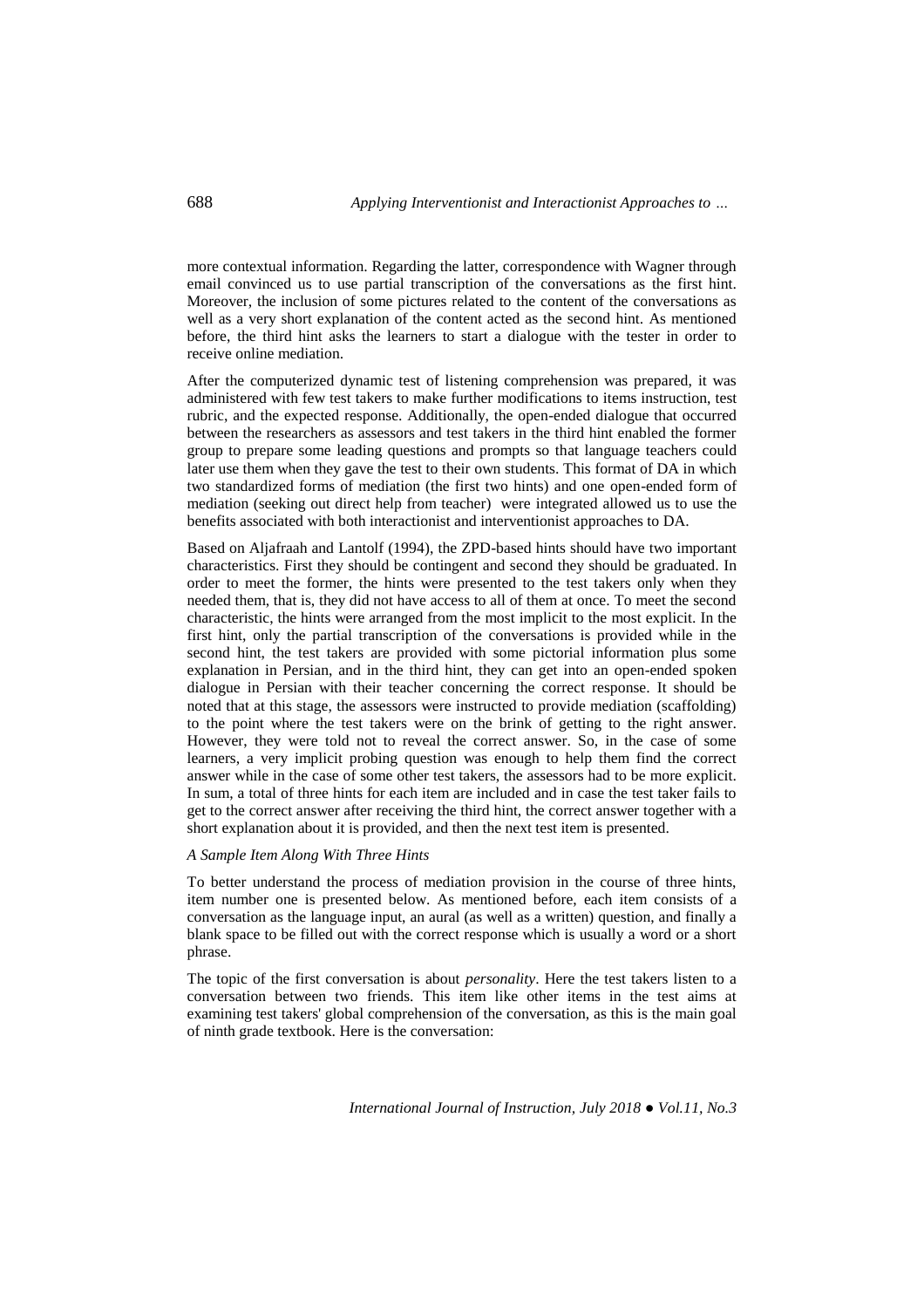more contextual information. Regarding the latter, correspondence with Wagner through email convinced us to use partial transcription of the conversations as the first hint. Moreover, the inclusion of some pictures related to the content of the conversations as well as a very short explanation of the content acted as the second hint. As mentioned before, the third hint asks the learners to start a dialogue with the tester in order to receive online mediation.

After the computerized dynamic test of listening comprehension was prepared, it was administered with few test takers to make further modifications to items instruction, test rubric, and the expected response. Additionally, the open-ended dialogue that occurred between the researchers as assessors and test takers in the third hint enabled the former group to prepare some leading questions and prompts so that language teachers could later use them when they gave the test to their own students. This format of DA in which two standardized forms of mediation (the first two hints) and one open-ended form of mediation (seeking out direct help from teacher) were integrated allowed us to use the benefits associated with both interactionist and interventionist approaches to DA.

Based on Aljafraah and Lantolf (1994), the ZPD-based hints should have two important characteristics. First they should be contingent and second they should be graduated. In order to meet the former, the hints were presented to the test takers only when they needed them, that is, they did not have access to all of them at once. To meet the second characteristic, the hints were arranged from the most implicit to the most explicit. In the first hint, only the partial transcription of the conversations is provided while in the second hint, the test takers are provided with some pictorial information plus some explanation in Persian, and in the third hint, they can get into an open-ended spoken dialogue in Persian with their teacher concerning the correct response. It should be noted that at this stage, the assessors were instructed to provide mediation (scaffolding) to the point where the test takers were on the brink of getting to the right answer. However, they were told not to reveal the correct answer. So, in the case of some learners, a very implicit probing question was enough to help them find the correct answer while in the case of some other test takers, the assessors had to be more explicit. In sum, a total of three hints for each item are included and in case the test taker fails to get to the correct answer after receiving the third hint, the correct answer together with a short explanation about it is provided, and then the next test item is presented.

*A Sample Item Along With Three Hints*

To better understand the process of mediation provision in the course of three hints, item number one is presented below. As mentioned before, each item consists of a conversation as the language input, an aural (as well as a written) question, and finally a blank space to be filled out with the correct response which is usually a word or a short phrase.

The topic of the first conversation is about *personality*. Here the test takers listen to a conversation between two friends. This item like other items in the test aims at examining test takers' global comprehension of the conversation, as this is the main goal of ninth grade textbook. Here is the conversation: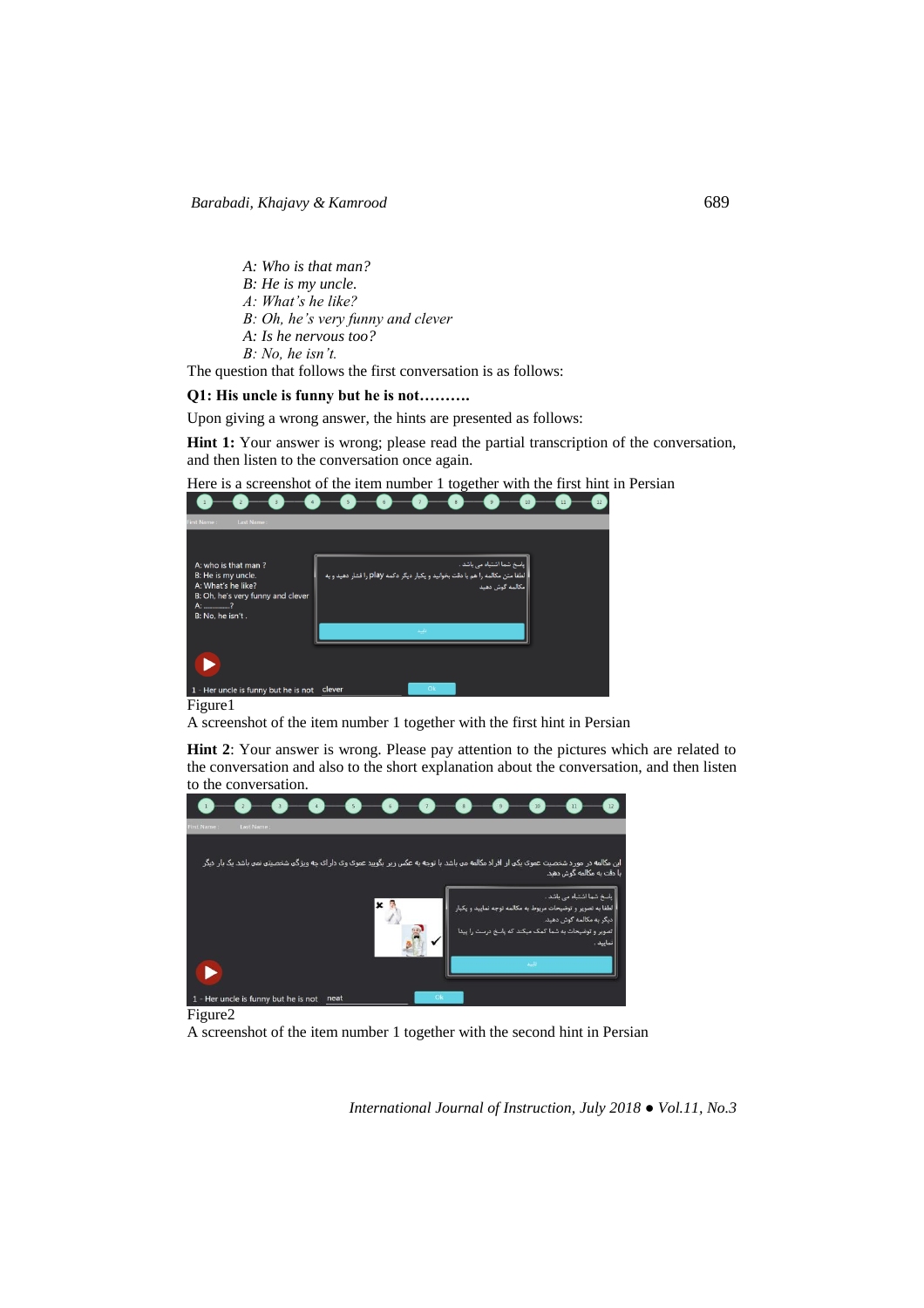*A: Who is that man?*
*B: He is my uncle.*
*A: What's he like?*
*B: Oh, he's very funny and clever*
*A: Is he nervous too?*
*B: No, he isn't.*

The question that follows the first conversation is as follows:

**Q1: His uncle is funny but he is not……….**

Upon giving a wrong answer, the hints are presented as follows:

**Hint 1:** Your answer is wrong; please read the partial transcription of the conversation, and then listen to the conversation once again.

Here is a screenshot of the item number 1 together with the first hint in Persian

Figure1
A screenshot of the item number 1 together with the first hint in Persian

**Hint 2**: Your answer is wrong. Please pay attention to the pictures which are related to the conversation and also to the short explanation about the conversation, and then listen to the conversation.

Figure2
A screenshot of the item number 1 together with the second hint in Persian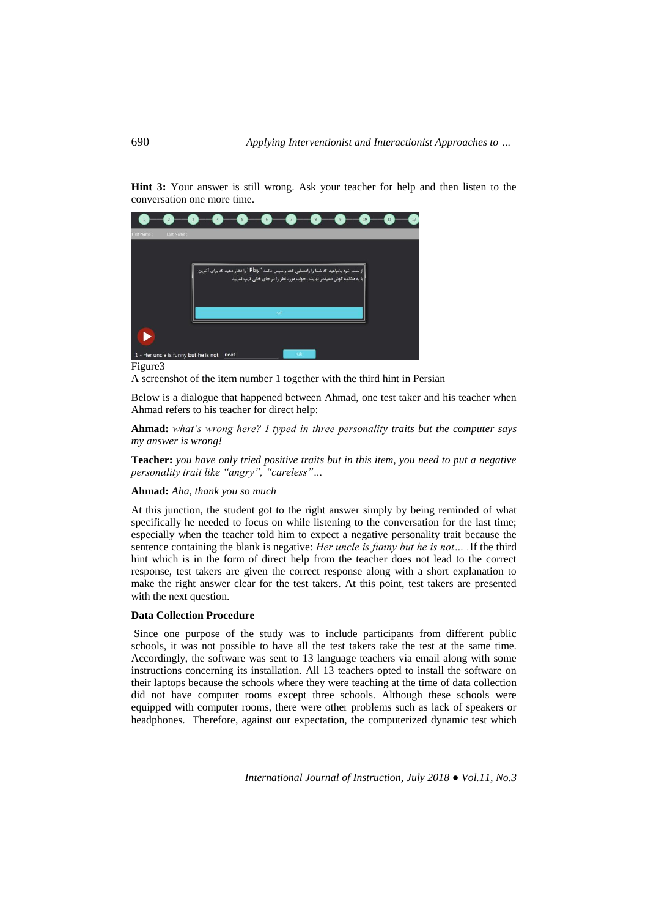**Hint 3:** Your answer is still wrong. Ask your teacher for help and then listen to the conversation one more time.

Figure3

A screenshot of the item number 1 together with the third hint in Persian

Below is a dialogue that happened between Ahmad, one test taker and his teacher when Ahmad refers to his teacher for direct help:

**Ahmad:** *what's wrong here? I typed in three personality traits but the computer says my answer is wrong!*

**Teacher:** *you have only tried positive traits but in this item, you need to put a negative personality trait like "angry", "careless"…*

**Ahmad:** *Aha, thank you so much*

At this junction, the student got to the right answer simply by being reminded of what specifically he needed to focus on while listening to the conversation for the last time; especially when the teacher told him to expect a negative personality trait because the sentence containing the blank is negative: *Her uncle is funny but he is not… .*If the third hint which is in the form of direct help from the teacher does not lead to the correct response, test takers are given the correct response along with a short explanation to make the right answer clear for the test takers. At this point, test takers are presented with the next question.

### Data Collection Procedure

Since one purpose of the study was to include participants from different public schools, it was not possible to have all the test takers take the test at the same time. Accordingly, the software was sent to 13 language teachers via email along with some instructions concerning its installation. All 13 teachers opted to install the software on their laptops because the schools where they were teaching at the time of data collection did not have computer rooms except three schools. Although these schools were equipped with computer rooms, there were other problems such as lack of speakers or headphones. Therefore, against our expectation, the computerized dynamic test which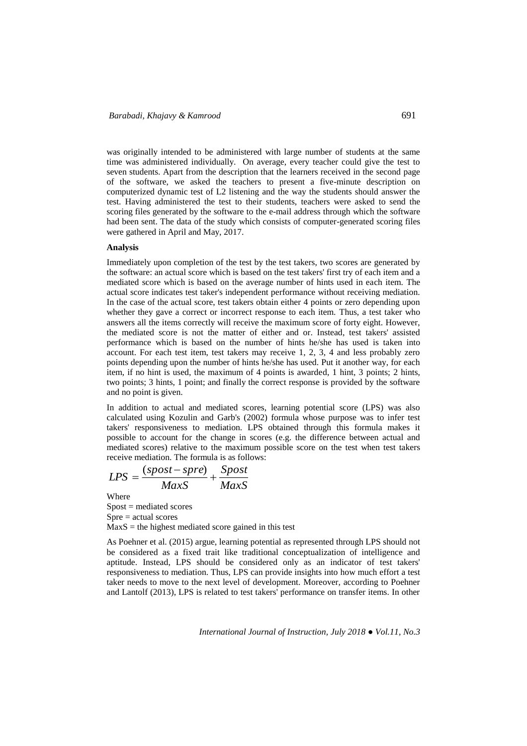was originally intended to be administered with large number of students at the same time was administered individually. On average, every teacher could give the test to seven students. Apart from the description that the learners received in the second page of the software, we asked the teachers to present a five-minute description on computerized dynamic test of L2 listening and the way the students should answer the test. Having administered the test to their students, teachers were asked to send the scoring files generated by the software to the e-mail address through which the software had been sent. The data of the study which consists of computer-generated scoring files were gathered in April and May, 2017.

**Analysis**

Immediately upon completion of the test by the test takers, two scores are generated by the software: an actual score which is based on the test takers' first try of each item and a mediated score which is based on the average number of hints used in each item. The actual score indicates test taker's independent performance without receiving mediation. In the case of the actual score, test takers obtain either 4 points or zero depending upon whether they gave a correct or incorrect response to each item. Thus, a test taker who answers all the items correctly will receive the maximum score of forty eight. However, the mediated score is not the matter of either and or. Instead, test takers' assisted performance which is based on the number of hints he/she has used is taken into account. For each test item, test takers may receive 1, 2, 3, 4 and less probably zero points depending upon the number of hints he/she has used. Put it another way, for each item, if no hint is used, the maximum of 4 points is awarded, 1 hint, 3 points; 2 hints, two points; 3 hints, 1 point; and finally the correct response is provided by the software and no point is given.

In addition to actual and mediated scores, learning potential score (LPS) was also calculated using Kozulin and Garb's (2002) formula whose purpose was to infer test takers' responsiveness to mediation. LPS obtained through this formula makes it possible to account for the change in scores (e.g. the difference between actual and mediated scores) relative to the maximum possible score on the test when test takers receive mediation. The formula is as follows:

$$LPS = \frac{(spost - spre)}{MaxS} + \frac{Spost}{MaxS}$$

Where

Spost = mediated scores

Spre = actual scores

MaxS = the highest mediated score gained in this test

As Poehner et al. (2015) argue, learning potential as represented through LPS should not be considered as a fixed trait like traditional conceptualization of intelligence and aptitude. Instead, LPS should be considered only as an indicator of test takers' responsiveness to mediation. Thus, LPS can provide insights into how much effort a test taker needs to move to the next level of development. Moreover, according to Poehner and Lantolf (2013), LPS is related to test takers' performance on transfer items. In other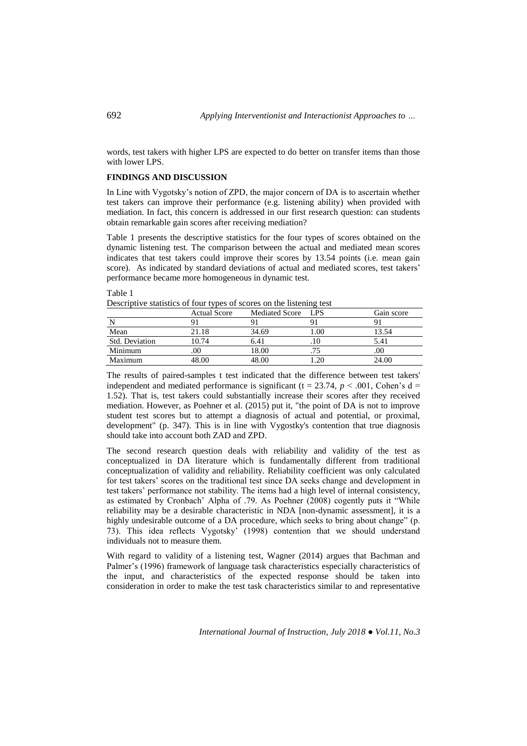words, test takers with higher LPS are expected to do better on transfer items than those with lower LPS.

## FINDINGS AND DISCUSSION

In Line with Vygotsky's notion of ZPD, the major concern of DA is to ascertain whether test takers can improve their performance (e.g. listening ability) when provided with mediation. In fact, this concern is addressed in our first research question: can students obtain remarkable gain scores after receiving mediation?

Table 1 presents the descriptive statistics for the four types of scores obtained on the dynamic listening test. The comparison between the actual and mediated mean scores indicates that test takers could improve their scores by 13.54 points (i.e. mean gain score). As indicated by standard deviations of actual and mediated scores, test takers' performance became more homogeneous in dynamic test.

Table 1
Descriptive statistics of four types of scores on the listening test

| | Actual Score | Mediated Score | LPS | Gain score |
|---|---|---|---|---|
| N | 91 | 91 | 91 | 91 |
| Mean | 21.18 | 34.69 | 1.00 | 13.54 |
| Std. Deviation | 10.74 | 6.41 | .10 | 5.41 |
| Minimum | .00 | 18.00 | .75 | .00 |
| Maximum | 48.00 | 48.00 | 1.20 | 24.00 |

The results of paired-samples t test indicated that the difference between test takers' independent and mediated performance is significant ($t = 23.74$, $p < .001$, Cohen's $d = 1.52$). That is, test takers could substantially increase their scores after they received mediation. However, as Poehner et al. (2015) put it, "the point of DA is not to improve student test scores but to attempt a diagnosis of actual and potential, or proximal, development" (p. 347). This is in line with Vygostky's contention that true diagnosis should take into account both ZAD and ZPD.

The second research question deals with reliability and validity of the test as conceptualized in DA literature which is fundamentally different from traditional conceptualization of validity and reliability. Reliability coefficient was only calculated for test takers' scores on the traditional test since DA seeks change and development in test takers' performance not stability. The items had a high level of internal consistency, as estimated by Cronbach' Alpha of .79. As Poehner (2008) cogently puts it "While reliability may be a desirable characteristic in NDA [non-dynamic assessment], it is a highly undesirable outcome of a DA procedure, which seeks to bring about change" (p. 73). This idea reflects Vygotsky' (1998) contention that we should understand individuals not to measure them.

With regard to validity of a listening test, Wagner (2014) argues that Bachman and Palmer's (1996) framework of language task characteristics especially characteristics of the input, and characteristics of the expected response should be taken into consideration in order to make the test task characteristics similar to and representative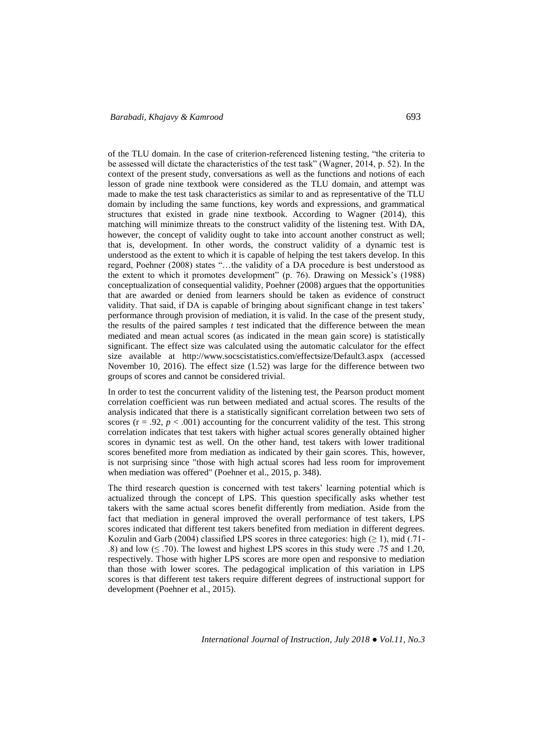of the TLU domain. In the case of criterion-referenced listening testing, "the criteria to be assessed will dictate the characteristics of the test task" (Wagner, 2014, p. 52). In the context of the present study, conversations as well as the functions and notions of each lesson of grade nine textbook were considered as the TLU domain, and attempt was made to make the test task characteristics as similar to and as representative of the TLU domain by including the same functions, key words and expressions, and grammatical structures that existed in grade nine textbook. According to Wagner (2014), this matching will minimize threats to the construct validity of the listening test. With DA, however, the concept of validity ought to take into account another construct as well; that is, development. In other words, the construct validity of a dynamic test is understood as the extent to which it is capable of helping the test takers develop. In this regard, Poehner (2008) states "…the validity of a DA procedure is best understood as the extent to which it promotes development" (p. 76). Drawing on Messick's (1988) conceptualization of consequential validity, Poehner (2008) argues that the opportunities that are awarded or denied from learners should be taken as evidence of construct validity. That said, if DA is capable of bringing about significant change in test takers' performance through provision of mediation, it is valid. In the case of the present study, the results of the paired samples *t* test indicated that the difference between the mean mediated and mean actual scores (as indicated in the mean gain score) is statistically significant. The effect size was calculated using the automatic calculator for the effect size available at http://www.socscistatistics.com/effectsize/Default3.aspx (accessed November 10, 2016). The effect size (1.52) was large for the difference between two groups of scores and cannot be considered trivial.

In order to test the concurrent validity of the listening test, the Pearson product moment correlation coefficient was run between mediated and actual scores. The results of the analysis indicated that there is a statistically significant correlation between two sets of scores ($r = .92$, $p < .001$) accounting for the concurrent validity of the test. This strong correlation indicates that test takers with higher actual scores generally obtained higher scores in dynamic test as well. On the other hand, test takers with lower traditional scores benefited more from mediation as indicated by their gain scores. This, however, is not surprising since "those with high actual scores had less room for improvement when mediation was offered" (Poehner et al., 2015, p. 348).

The third research question is concerned with test takers' learning potential which is actualized through the concept of LPS. This question specifically asks whether test takers with the same actual scores benefit differently from mediation. Aside from the fact that mediation in general improved the overall performance of test takers, LPS scores indicated that different test takers benefited from mediation in different degrees. Kozulin and Garb (2004) classified LPS scores in three categories: high ($\geq 1$), mid (.71-.8) and low ($\leq .70$). The lowest and highest LPS scores in this study were .75 and 1.20, respectively. Those with higher LPS scores are more open and responsive to mediation than those with lower scores. The pedagogical implication of this variation in LPS scores is that different test takers require different degrees of instructional support for development (Poehner et al., 2015).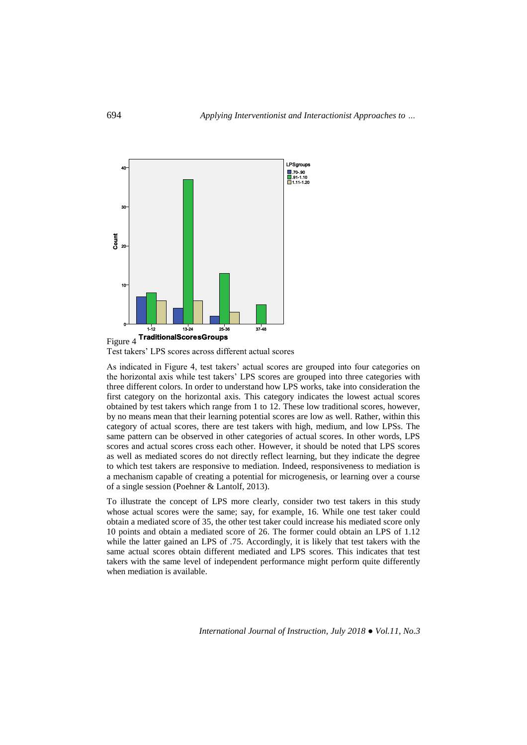Figure 4

Test takers' LPS scores across different actual scores

As indicated in Figure 4, test takers' actual scores are grouped into four categories on the horizontal axis while test takers' LPS scores are grouped into three categories with three different colors. In order to understand how LPS works, take into consideration the first category on the horizontal axis. This category indicates the lowest actual scores obtained by test takers which range from 1 to 12. These low traditional scores, however, by no means mean that their learning potential scores are low as well. Rather, within this category of actual scores, there are test takers with high, medium, and low LPSs. The same pattern can be observed in other categories of actual scores. In other words, LPS scores and actual scores cross each other. However, it should be noted that LPS scores as well as mediated scores do not directly reflect learning, but they indicate the degree to which test takers are responsive to mediation. Indeed, responsiveness to mediation is a mechanism capable of creating a potential for microgenesis, or learning over a course of a single session (Poehner & Lantolf, 2013).

To illustrate the concept of LPS more clearly, consider two test takers in this study whose actual scores were the same; say, for example, 16. While one test taker could obtain a mediated score of 35, the other test taker could increase his mediated score only 10 points and obtain a mediated score of 26. The former could obtain an LPS of 1.12 while the latter gained an LPS of .75. Accordingly, it is likely that test takers with the same actual scores obtain different mediated and LPS scores. This indicates that test takers with the same level of independent performance might perform quite differently when mediation is available.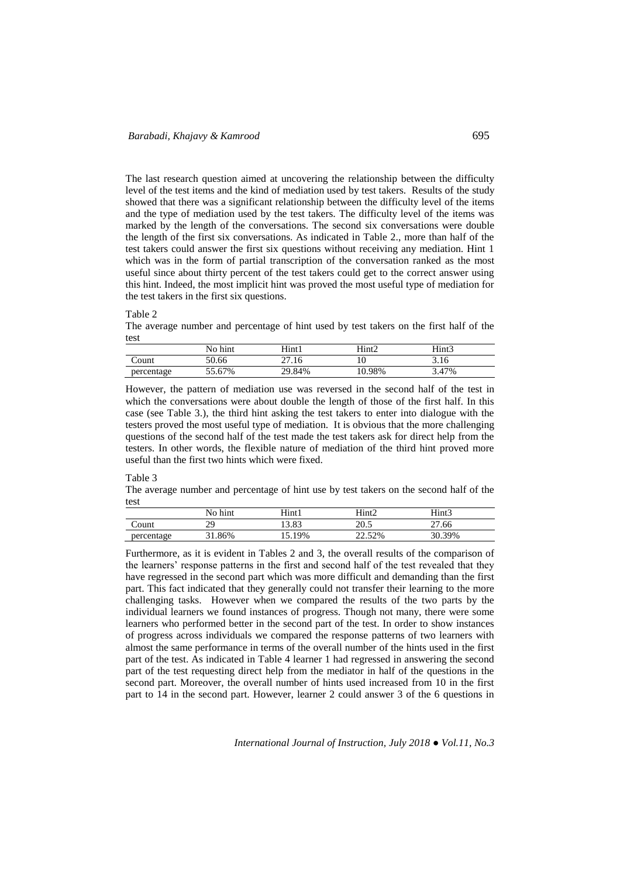The last research question aimed at uncovering the relationship between the difficulty level of the test items and the kind of mediation used by test takers. Results of the study showed that there was a significant relationship between the difficulty level of the items and the type of mediation used by the test takers. The difficulty level of the items was marked by the length of the conversations. The second six conversations were double the length of the first six conversations. As indicated in Table 2., more than half of the test takers could answer the first six questions without receiving any mediation. Hint 1 which was in the form of partial transcription of the conversation ranked as the most useful since about thirty percent of the test takers could get to the correct answer using this hint. Indeed, the most implicit hint was proved the most useful type of mediation for the test takers in the first six questions.

Table 2
The average number and percentage of hint used by test takers on the first half of the test

| | No hint | Hint1 | Hint2 | Hint3 |
|---|---|---|---|---|
| Count | 50.66 | 27.16 | 10 | 3.16 |
| percentage | 55.67% | 29.84% | 10.98% | 3.47% |

However, the pattern of mediation use was reversed in the second half of the test in which the conversations were about double the length of those of the first half. In this case (see Table 3.), the third hint asking the test takers to enter into dialogue with the testers proved the most useful type of mediation. It is obvious that the more challenging questions of the second half of the test made the test takers ask for direct help from the testers. In other words, the flexible nature of mediation of the third hint proved more useful than the first two hints which were fixed.

Table 3
The average number and percentage of hint use by test takers on the second half of the test

| | No hint | Hint1 | Hint2 | Hint3 |
|---|---|---|---|---|
| Count | 29 | 13.83 | 20.5 | 27.66 |
| percentage | 31.86% | 15.19% | 22.52% | 30.39% |

Furthermore, as it is evident in Tables 2 and 3, the overall results of the comparison of the learners' response patterns in the first and second half of the test revealed that they have regressed in the second part which was more difficult and demanding than the first part. This fact indicated that they generally could not transfer their learning to the more challenging tasks. However when we compared the results of the two parts by the individual learners we found instances of progress. Though not many, there were some learners who performed better in the second part of the test. In order to show instances of progress across individuals we compared the response patterns of two learners with almost the same performance in terms of the overall number of the hints used in the first part of the test. As indicated in Table 4 learner 1 had regressed in answering the second part of the test requesting direct help from the mediator in half of the questions in the second part. Moreover, the overall number of hints used increased from 10 in the first part to 14 in the second part. However, learner 2 could answer 3 of the 6 questions in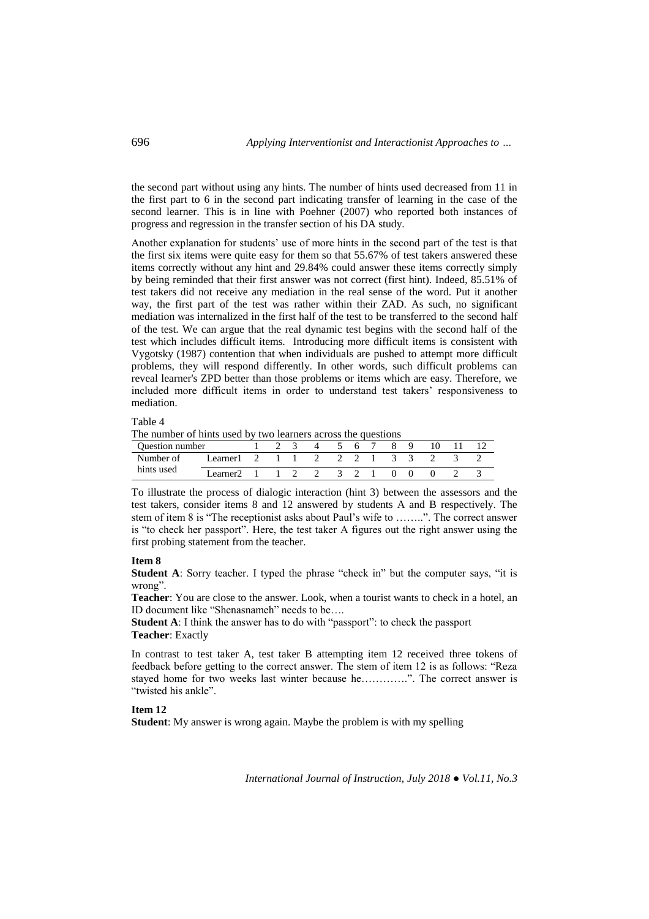the second part without using any hints. The number of hints used decreased from 11 in the first part to 6 in the second part indicating transfer of learning in the case of the second learner. This is in line with Poehner (2007) who reported both instances of progress and regression in the transfer section of his DA study.

Another explanation for students' use of more hints in the second part of the test is that the first six items were quite easy for them so that 55.67% of test takers answered these items correctly without any hint and 29.84% could answer these items correctly simply by being reminded that their first answer was not correct (first hint). Indeed, 85.51% of test takers did not receive any mediation in the real sense of the word. Put it another way, the first part of the test was rather within their ZAD. As such, no significant mediation was internalized in the first half of the test to be transferred to the second half of the test. We can argue that the real dynamic test begins with the second half of the test which includes difficult items. Introducing more difficult items is consistent with Vygotsky (1987) contention that when individuals are pushed to attempt more difficult problems, they will respond differently. In other words, such difficult problems can reveal learner's ZPD better than those problems or items which are easy. Therefore, we included more difficult items in order to understand test takers' responsiveness to mediation.

Table 4

The number of hints used by two learners across the questions

| Question number | | 1 | 2 | 3 | 4 | 5 | 6 | 7 | 8 | 9 | 10 | 11 | 12 |
|---|---|---|---|---|---|---|---|---|---|---|---|---|---|
| Number of hints used | Learner1 | 2 | 1 | 1 | 2 | 2 | 2 | 1 | 3 | 3 | 2 | 3 | 2 |
| | Learner2 | 1 | 1 | 2 | 2 | 3 | 2 | 1 | 0 | 0 | 0 | 2 | 3 |

To illustrate the process of dialogic interaction (hint 3) between the assessors and the test takers, consider items 8 and 12 answered by students A and B respectively. The stem of item 8 is "The receptionist asks about Paul's wife to ……..". The correct answer is "to check her passport". Here, the test taker A figures out the right answer using the first probing statement from the teacher.

**Item 8**

**Student A**: Sorry teacher. I typed the phrase "check in" but the computer says, "it is wrong".

**Teacher**: You are close to the answer. Look, when a tourist wants to check in a hotel, an ID document like "Shenasnameh" needs to be….

**Student A**: I think the answer has to do with "passport": to check the passport

**Teacher**: Exactly

In contrast to test taker A, test taker B attempting item 12 received three tokens of feedback before getting to the correct answer. The stem of item 12 is as follows: "Reza stayed home for two weeks last winter because he………….". The correct answer is "twisted his ankle".

**Item 12**

**Student**: My answer is wrong again. Maybe the problem is with my spelling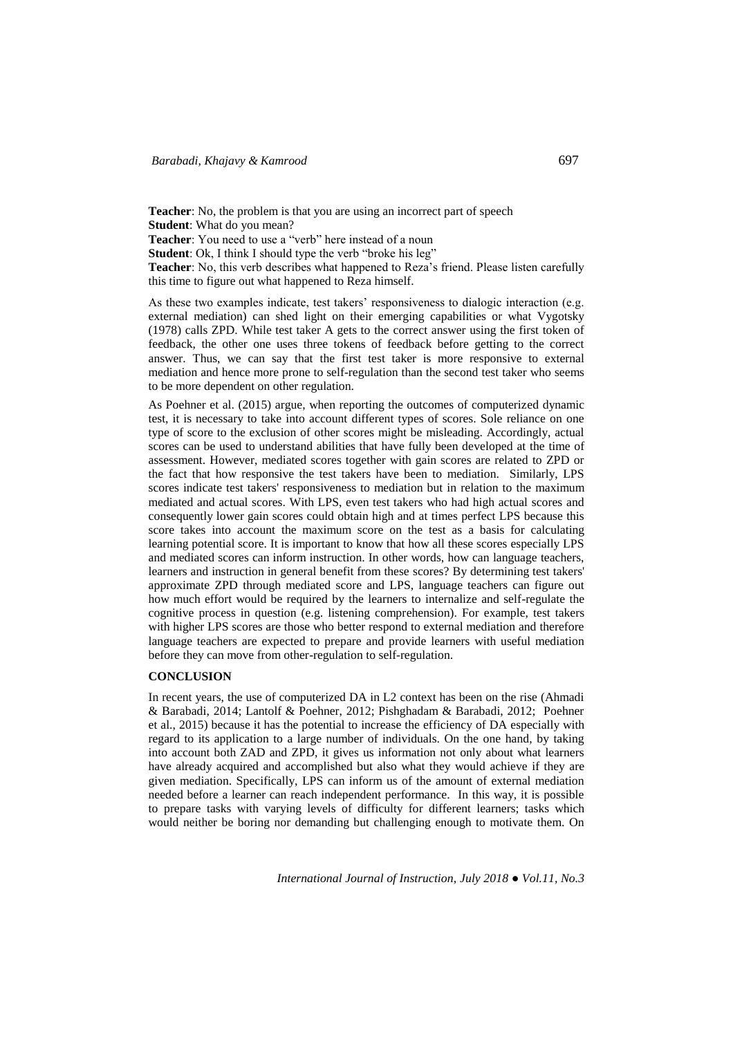**Teacher**: No, the problem is that you are using an incorrect part of speech

**Student**: What do you mean?

**Teacher**: You need to use a "verb" here instead of a noun

**Student**: Ok, I think I should type the verb "broke his leg"

**Teacher**: No, this verb describes what happened to Reza's friend. Please listen carefully this time to figure out what happened to Reza himself.

As these two examples indicate, test takers' responsiveness to dialogic interaction (e.g. external mediation) can shed light on their emerging capabilities or what Vygotsky (1978) calls ZPD. While test taker A gets to the correct answer using the first token of feedback, the other one uses three tokens of feedback before getting to the correct answer. Thus, we can say that the first test taker is more responsive to external mediation and hence more prone to self-regulation than the second test taker who seems to be more dependent on other regulation.

As Poehner et al. (2015) argue, when reporting the outcomes of computerized dynamic test, it is necessary to take into account different types of scores. Sole reliance on one type of score to the exclusion of other scores might be misleading. Accordingly, actual scores can be used to understand abilities that have fully been developed at the time of assessment. However, mediated scores together with gain scores are related to ZPD or the fact that how responsive the test takers have been to mediation. Similarly, LPS scores indicate test takers' responsiveness to mediation but in relation to the maximum mediated and actual scores. With LPS, even test takers who had high actual scores and consequently lower gain scores could obtain high and at times perfect LPS because this score takes into account the maximum score on the test as a basis for calculating learning potential score. It is important to know that how all these scores especially LPS and mediated scores can inform instruction. In other words, how can language teachers, learners and instruction in general benefit from these scores? By determining test takers' approximate ZPD through mediated score and LPS, language teachers can figure out how much effort would be required by the learners to internalize and self-regulate the cognitive process in question (e.g. listening comprehension). For example, test takers with higher LPS scores are those who better respond to external mediation and therefore language teachers are expected to prepare and provide learners with useful mediation before they can move from other-regulation to self-regulation.

## CONCLUSION

In recent years, the use of computerized DA in L2 context has been on the rise (Ahmadi & Barabadi, 2014; Lantolf & Poehner, 2012; Pishghadam & Barabadi, 2012; Poehner et al., 2015) because it has the potential to increase the efficiency of DA especially with regard to its application to a large number of individuals. On the one hand, by taking into account both ZAD and ZPD, it gives us information not only about what learners have already acquired and accomplished but also what they would achieve if they are given mediation. Specifically, LPS can inform us of the amount of external mediation needed before a learner can reach independent performance. In this way, it is possible to prepare tasks with varying levels of difficulty for different learners; tasks which would neither be boring nor demanding but challenging enough to motivate them. On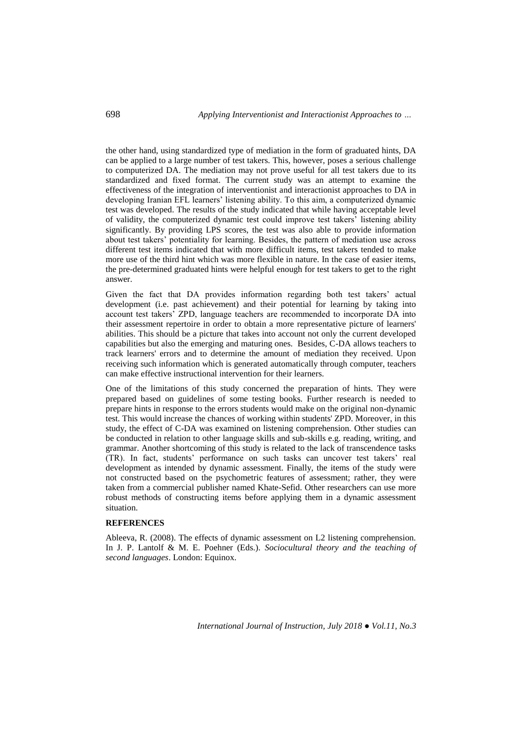the other hand, using standardized type of mediation in the form of graduated hints, DA can be applied to a large number of test takers. This, however, poses a serious challenge to computerized DA. The mediation may not prove useful for all test takers due to its standardized and fixed format. The current study was an attempt to examine the effectiveness of the integration of interventionist and interactionist approaches to DA in developing Iranian EFL learners' listening ability. To this aim, a computerized dynamic test was developed. The results of the study indicated that while having acceptable level of validity, the computerized dynamic test could improve test takers' listening ability significantly. By providing LPS scores, the test was also able to provide information about test takers' potentiality for learning. Besides, the pattern of mediation use across different test items indicated that with more difficult items, test takers tended to make more use of the third hint which was more flexible in nature. In the case of easier items, the pre-determined graduated hints were helpful enough for test takers to get to the right answer.

Given the fact that DA provides information regarding both test takers' actual development (i.e. past achievement) and their potential for learning by taking into account test takers' ZPD, language teachers are recommended to incorporate DA into their assessment repertoire in order to obtain a more representative picture of learners' abilities. This should be a picture that takes into account not only the current developed capabilities but also the emerging and maturing ones. Besides, C-DA allows teachers to track learners' errors and to determine the amount of mediation they received. Upon receiving such information which is generated automatically through computer, teachers can make effective instructional intervention for their learners.

One of the limitations of this study concerned the preparation of hints. They were prepared based on guidelines of some testing books. Further research is needed to prepare hints in response to the errors students would make on the original non-dynamic test. This would increase the chances of working within students' ZPD. Moreover, in this study, the effect of C-DA was examined on listening comprehension. Other studies can be conducted in relation to other language skills and sub-skills e.g. reading, writing, and grammar. Another shortcoming of this study is related to the lack of transcendence tasks (TR). In fact, students' performance on such tasks can uncover test takers' real development as intended by dynamic assessment. Finally, the items of the study were not constructed based on the psychometric features of assessment; rather, they were taken from a commercial publisher named Khate-Sefid. Other researchers can use more robust methods of constructing items before applying them in a dynamic assessment situation.

**REFERENCES**

Ableeva, R. (2008). The effects of dynamic assessment on L2 listening comprehension. In J. P. Lantolf & M. E. Poehner (Eds.). *Sociocultural theory and the teaching of second languages*. London: Equinox.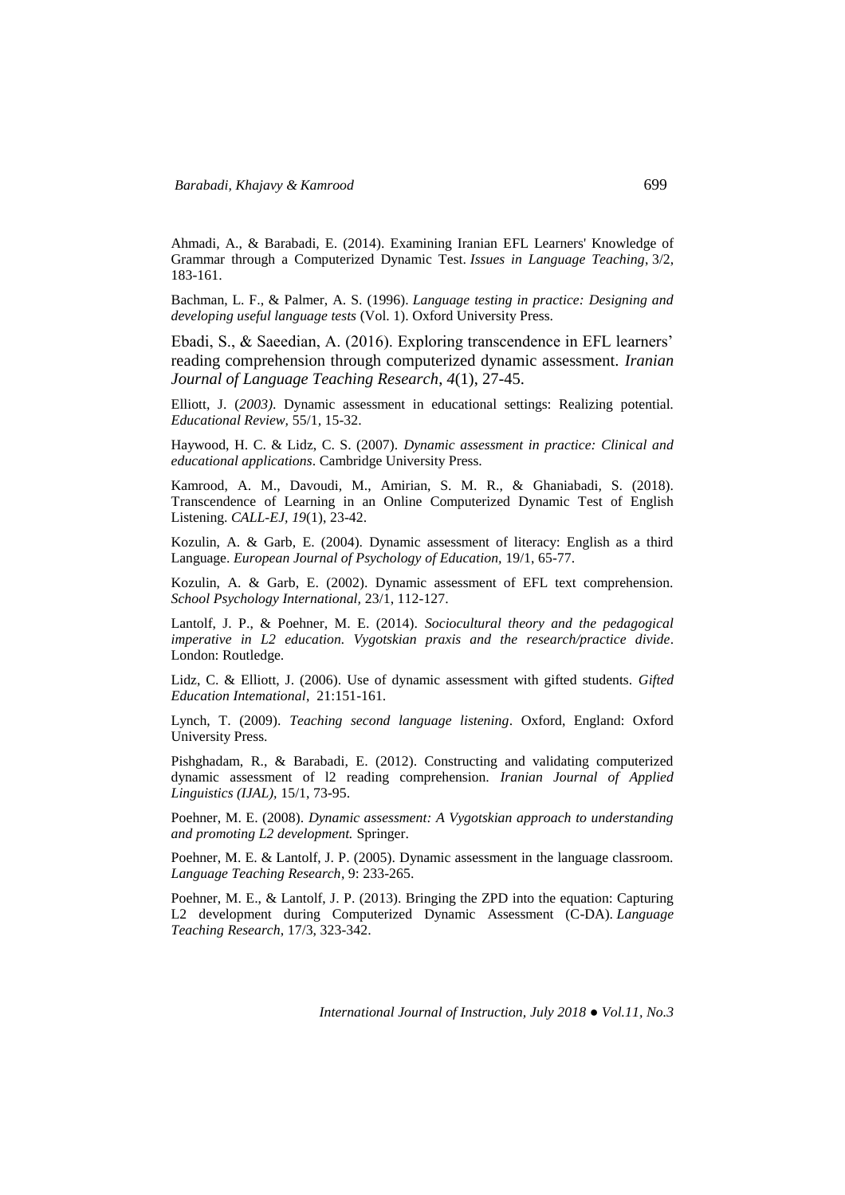Ahmadi, A., & Barabadi, E. (2014). Examining Iranian EFL Learners' Knowledge of Grammar through a Computerized Dynamic Test. *Issues in Language Teaching*, 3/2, 183-161.

Bachman, L. F., & Palmer, A. S. (1996). *Language testing in practice: Designing and developing useful language tests* (Vol. 1). Oxford University Press.

Ebadi, S., & Saeedian, A. (2016). Exploring transcendence in EFL learners' reading comprehension through computerized dynamic assessment. *Iranian Journal of Language Teaching Research*, *4*(1), 27-45.

Elliott, J. (*2003)*. Dynamic assessment in educational settings: Realizing potential. *Educational Review*, 55/1, 15-32.

Haywood, H. C. & Lidz, C. S. (2007). *Dynamic assessment in practice: Clinical and educational applications*. Cambridge University Press.

Kamrood, A. M., Davoudi, M., Amirian, S. M. R., & Ghaniabadi, S. (2018). Transcendence of Learning in an Online Computerized Dynamic Test of English Listening. *CALL-EJ*, *19*(1), 23-42.

Kozulin, A. & Garb, E. (2004). Dynamic assessment of literacy: English as a third Language. *European Journal of Psychology of Education*, 19/1, 65-77.

Kozulin, A. & Garb, E. (2002). Dynamic assessment of EFL text comprehension. *School Psychology International*, 23/1, 112-127.

Lantolf, J. P., & Poehner, M. E. (2014). *Sociocultural theory and the pedagogical imperative in L2 education. Vygotskian praxis and the research/practice divide*. London: Routledge.

Lidz, C. & Elliott, J. (2006). Use of dynamic assessment with gifted students. *Gifted Education Intemational*, 21:151-161.

Lynch, T. (2009). *Teaching second language listening*. Oxford, England: Oxford University Press.

Pishghadam, R., & Barabadi, E. (2012). Constructing and validating computerized dynamic assessment of l2 reading comprehension. *Iranian Journal of Applied Linguistics (IJAL)*, 15/1, 73-95.

Poehner, M. E. (2008). *Dynamic assessment: A Vygotskian approach to understanding and promoting L2 development.* Springer.

Poehner, M. E. & Lantolf, J. P. (2005). Dynamic assessment in the language classroom. *Language Teaching Research*, 9: 233-265.

Poehner, M. E., & Lantolf, J. P. (2013). Bringing the ZPD into the equation: Capturing L2 development during Computerized Dynamic Assessment (C-DA). *Language Teaching Research*, 17/3, 323-342.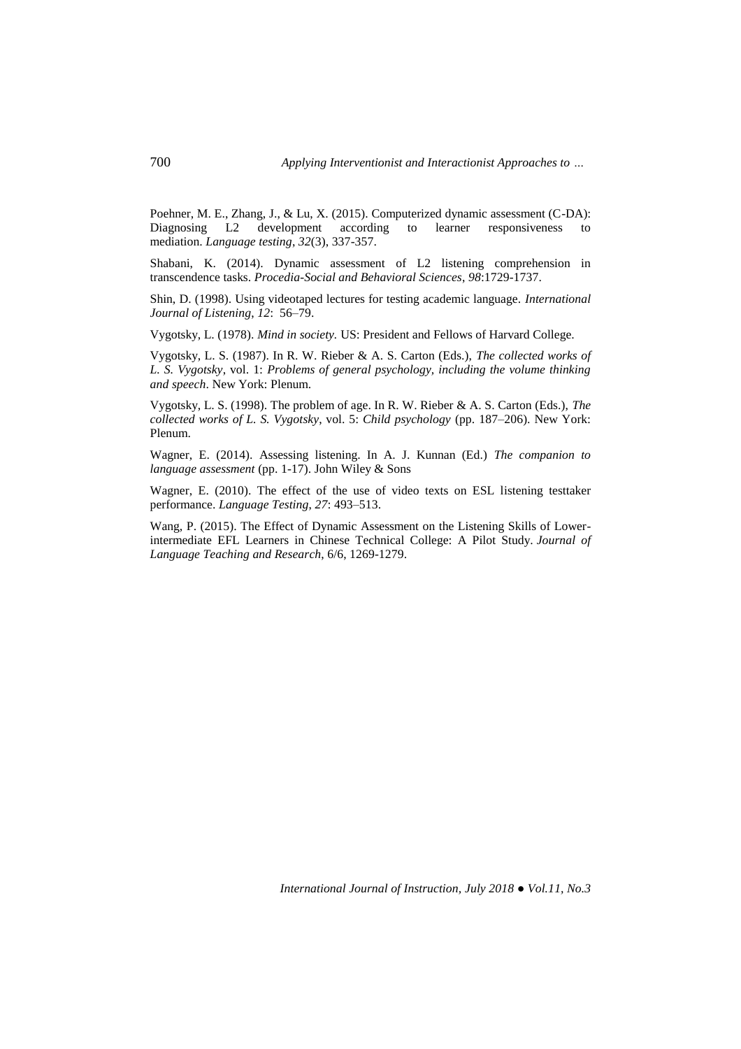Poehner, M. E., Zhang, J., & Lu, X. (2015). Computerized dynamic assessment (C-DA): Diagnosing L2 development according to learner responsiveness to mediation. *Language testing*, *32*(3), 337-357.

Shabani, K. (2014). Dynamic assessment of L2 listening comprehension in transcendence tasks. *Procedia-Social and Behavioral Sciences*, *98*:1729-1737.

Shin, D. (1998). Using videotaped lectures for testing academic language. *International Journal of Listening*, *12*: 56–79.

Vygotsky, L. (1978). *Mind in society.* US: President and Fellows of Harvard College.

Vygotsky, L. S. (1987). In R. W. Rieber & A. S. Carton (Eds.), *The collected works of L. S. Vygotsky*, vol. 1: *Problems of general psychology, including the volume thinking and speech*. New York: Plenum.

Vygotsky, L. S. (1998). The problem of age. In R. W. Rieber & A. S. Carton (Eds.), *The collected works of L. S. Vygotsky*, vol. 5: *Child psychology* (pp. 187–206). New York: Plenum.

Wagner, E. (2014). Assessing listening. In A. J. Kunnan (Ed.) *The companion to language assessment* (pp. 1-17). John Wiley & Sons

Wagner, E. (2010). The effect of the use of video texts on ESL listening testtaker performance. *Language Testing*, *27*: 493–513.

Wang, P. (2015). The Effect of Dynamic Assessment on the Listening Skills of Lower-intermediate EFL Learners in Chinese Technical College: A Pilot Study. *Journal of Language Teaching and Research*, 6/6, 1269-1279.